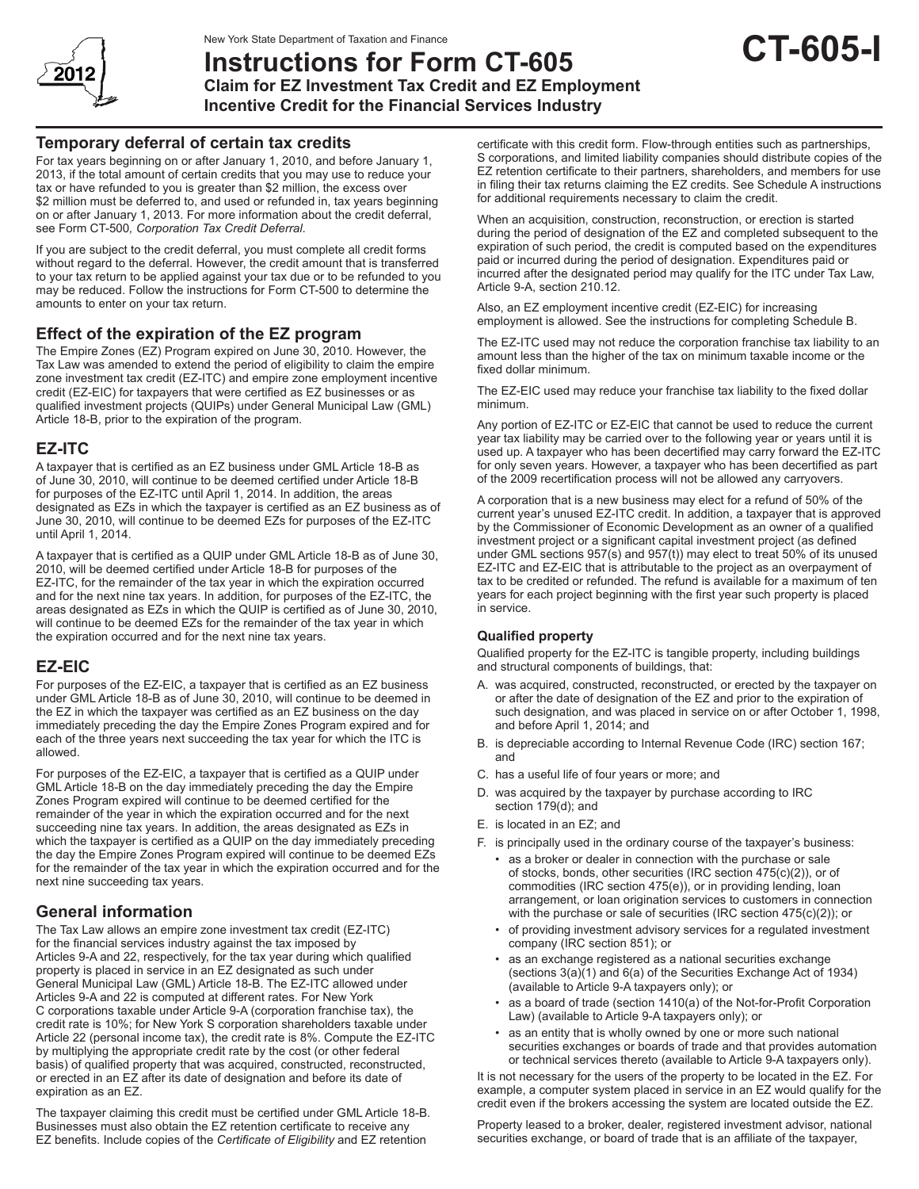New York State Department of Taxation and Finance

# Instructions for Form CT-605

## Claim for EZ Investment Tax Credit and EZ Employment Incentive Credit for the Financial Services Industry

**CT-605-I**

2012

## Temporary deferral of certain tax credits

For tax years beginning on or after January 1, 2010, and before January 1, 2013, if the total amount of certain credits that you may use to reduce your tax or have refunded to you is greater than $2 million, the excess over $2 million must be deferred to, and used or refunded in, tax years beginning on or after January 1, 2013. For more information about the credit deferral, see Form CT-500, *Corporation Tax Credit Deferral.*

If you are subject to the credit deferral, you must complete all credit forms without regard to the deferral. However, the credit amount that is transferred to your tax return to be applied against your tax due or to be refunded to you may be reduced. Follow the instructions for Form CT-500 to determine the amounts to enter on your tax return.

## Effect of the expiration of the EZ program

The Empire Zones (EZ) Program expired on June 30, 2010. However, the Tax Law was amended to extend the period of eligibility to claim the empire zone investment tax credit (EZ-ITC) and empire zone employment incentive credit (EZ-EIC) for taxpayers that were certified as EZ businesses or as qualified investment projects (QUIPs) under General Municipal Law (GML) Article 18-B, prior to the expiration of the program.

## EZ-ITC

A taxpayer that is certified as an EZ business under GML Article 18-B as of June 30, 2010, will continue to be deemed certified under Article 18-B for purposes of the EZ-ITC until April 1, 2014. In addition, the areas designated as EZs in which the taxpayer is certified as an EZ business as of June 30, 2010, will continue to be deemed EZs for purposes of the EZ-ITC until April 1, 2014.

A taxpayer that is certified as a QUIP under GML Article 18-B as of June 30, 2010, will be deemed certified under Article 18-B for purposes of the EZ-ITC, for the remainder of the tax year in which the expiration occurred and for the next nine tax years. In addition, for purposes of the EZ-ITC, the areas designated as EZs in which the QUIP is certified as of June 30, 2010, will continue to be deemed EZs for the remainder of the tax year in which the expiration occurred and for the next nine tax years.

## EZ-EIC

For purposes of the EZ-EIC, a taxpayer that is certified as an EZ business under GML Article 18-B as of June 30, 2010, will continue to be deemed in the EZ in which the taxpayer was certified as an EZ business on the day immediately preceding the day the Empire Zones Program expired and for each of the three years next succeeding the tax year for which the ITC is allowed.

For purposes of the EZ-EIC, a taxpayer that is certified as a QUIP under GML Article 18-B on the day immediately preceding the day the Empire Zones Program expired will continue to be deemed certified for the remainder of the year in which the expiration occurred and for the next succeeding nine tax years. In addition, the areas designated as EZs in which the taxpayer is certified as a QUIP on the day immediately preceding the day the Empire Zones Program expired will continue to be deemed EZs for the remainder of the tax year in which the expiration occurred and for the next nine succeeding tax years.

## General information

The Tax Law allows an empire zone investment tax credit (EZ-ITC) for the financial services industry against the tax imposed by Articles 9-A and 22, respectively, for the tax year during which qualified property is placed in service in an EZ designated as such under General Municipal Law (GML) Article 18-B. The EZ-ITC allowed under Articles 9-A and 22 is computed at different rates. For New York C corporations taxable under Article 9-A (corporation franchise tax), the credit rate is 10%; for New York S corporation shareholders taxable under Article 22 (personal income tax), the credit rate is 8%. Compute the EZ-ITC by multiplying the appropriate credit rate by the cost (or other federal basis) of qualified property that was acquired, constructed, reconstructed, or erected in an EZ after its date of designation and before its date of expiration as an EZ.

The taxpayer claiming this credit must be certified under GML Article 18-B. Businesses must also obtain the EZ retention certificate to receive any EZ benefits. Include copies of the *Certificate of Eligibility* and EZ retention certificate with this credit form. Flow-through entities such as partnerships, S corporations, and limited liability companies should distribute copies of the EZ retention certificate to their partners, shareholders, and members for use in filing their tax returns claiming the EZ credits. See Schedule A instructions for additional requirements necessary to claim the credit.

When an acquisition, construction, reconstruction, or erection is started during the period of designation of the EZ and completed subsequent to the expiration of such period, the credit is computed based on the expenditures paid or incurred during the period of designation. Expenditures paid or incurred after the designated period may qualify for the ITC under Tax Law, Article 9-A, section 210.12.

Also, an EZ employment incentive credit (EZ-EIC) for increasing employment is allowed. See the instructions for completing Schedule B.

The EZ-ITC used may not reduce the corporation franchise tax liability to an amount less than the higher of the tax on minimum taxable income or the fixed dollar minimum.

The EZ-EIC used may reduce your franchise tax liability to the fixed dollar minimum.

Any portion of EZ-ITC or EZ-EIC that cannot be used to reduce the current year tax liability may be carried over to the following year or years until it is used up. A taxpayer who has been decertified may carry forward the EZ-ITC for only seven years. However, a taxpayer who has been decertified as part of the 2009 recertification process will not be allowed any carryovers.

A corporation that is a new business may elect for a refund of 50% of the current year's unused EZ-ITC credit. In addition, a taxpayer that is approved by the Commissioner of Economic Development as an owner of a qualified investment project or a significant capital investment project (as defined under GML sections 957(s) and 957(t)) may elect to treat 50% of its unused EZ-ITC and EZ-EIC that is attributable to the project as an overpayment of tax to be credited or refunded. The refund is available for a maximum of ten years for each project beginning with the first year such property is placed in service.

### Qualified property

Qualified property for the EZ-ITC is tangible property, including buildings and structural components of buildings, that:

A. was acquired, constructed, reconstructed, or erected by the taxpayer on or after the date of designation of the EZ and prior to the expiration of such designation, and was placed in service on or after October 1, 1998, and before April 1, 2014; and
B. is depreciable according to Internal Revenue Code (IRC) section 167; and
C. has a useful life of four years or more; and
D. was acquired by the taxpayer by purchase according to IRC section 179(d); and
E. is located in an EZ; and
F. is principally used in the ordinary course of the taxpayer's business:
   - as a broker or dealer in connection with the purchase or sale of stocks, bonds, other securities (IRC section 475(c)(2)), or of commodities (IRC section 475(e)), or in providing lending, loan arrangement, or loan origination services to customers in connection with the purchase or sale of securities (IRC section 475(c)(2)); or
   - of providing investment advisory services for a regulated investment company (IRC section 851); or
   - as an exchange registered as a national securities exchange (sections 3(a)(1) and 6(a) of the Securities Exchange Act of 1934) (available to Article 9-A taxpayers only); or
   - as a board of trade (section 1410(a) of the Not-for-Profit Corporation Law) (available to Article 9-A taxpayers only); or
   - as an entity that is wholly owned by one or more such national securities exchanges or boards of trade and that provides automation or technical services thereto (available to Article 9-A taxpayers only).

It is not necessary for the users of the property to be located in the EZ. For example, a computer system placed in service in an EZ would qualify for the credit even if the brokers accessing the system are located outside the EZ.

Property leased to a broker, dealer, registered investment advisor, national securities exchange, or board of trade that is an affiliate of the taxpayer,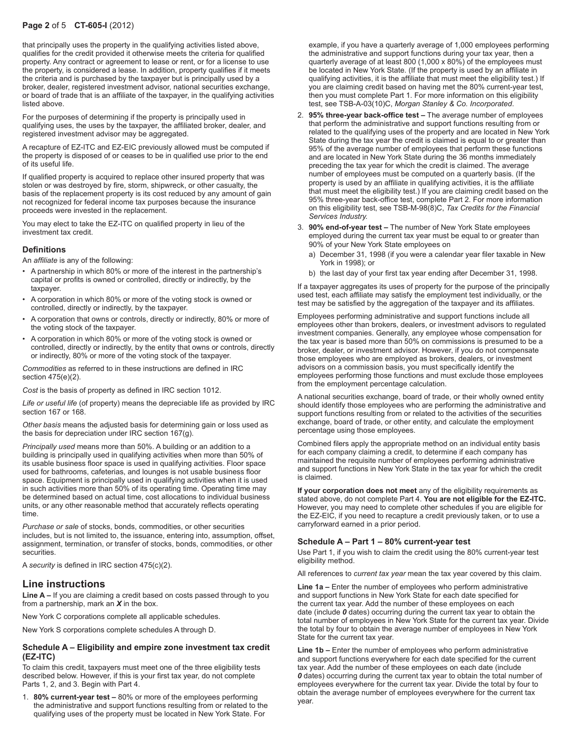that principally uses the property in the qualifying activities listed above, qualifies for the credit provided it otherwise meets the criteria for qualified property. Any contract or agreement to lease or rent, or for a license to use the property, is considered a lease. In addition, property qualifies if it meets the criteria and is purchased by the taxpayer but is principally used by a broker, dealer, registered investment advisor, national securities exchange, or board of trade that is an affiliate of the taxpayer, in the qualifying activities listed above.

For the purposes of determining if the property is principally used in qualifying uses, the uses by the taxpayer, the affiliated broker, dealer, and registered investment advisor may be aggregated.

A recapture of EZ-ITC and EZ-EIC previously allowed must be computed if the property is disposed of or ceases to be in qualified use prior to the end of its useful life.

If qualified property is acquired to replace other insured property that was stolen or was destroyed by fire, storm, shipwreck, or other casualty, the basis of the replacement property is its cost reduced by any amount of gain not recognized for federal income tax purposes because the insurance proceeds were invested in the replacement.

You may elect to take the EZ-ITC on qualified property in lieu of the investment tax credit.

### Definitions

An *affiliate* is any of the following:

- A partnership in which 80% or more of the interest in the partnership's capital or profits is owned or controlled, directly or indirectly, by the taxpayer.
- A corporation in which 80% or more of the voting stock is owned or controlled, directly or indirectly, by the taxpayer.
- A corporation that owns or controls, directly or indirectly, 80% or more of the voting stock of the taxpayer.
- A corporation in which 80% or more of the voting stock is owned or controlled, directly or indirectly, by the entity that owns or controls, directly or indirectly, 80% or more of the voting stock of the taxpayer.

*Commodities* as referred to in these instructions are defined in IRC section 475(e)(2).

*Cost* is the basis of property as defined in IRC section 1012.

*Life or useful life* (of property) means the depreciable life as provided by IRC section 167 or 168.

*Other basis* means the adjusted basis for determining gain or loss used as the basis for depreciation under IRC section 167(g).

*Principally used* means more than 50%. A building or an addition to a building is principally used in qualifying activities when more than 50% of its usable business floor space is used in qualifying activities. Floor space used for bathrooms, cafeterias, and lounges is not usable business floor space. Equipment is principally used in qualifying activities when it is used in such activities more than 50% of its operating time. Operating time may be determined based on actual time, cost allocations to individual business units, or any other reasonable method that accurately reflects operating time.

*Purchase or sale* of stocks, bonds, commodities, or other securities includes, but is not limited to, the issuance, entering into, assumption, offset, assignment, termination, or transfer of stocks, bonds, commodities, or other securities.

A *security* is defined in IRC section 475(c)(2).

## Line instructions

**Line A –** If you are claiming a credit based on costs passed through to you from a partnership, mark an ***X*** in the box.

New York C corporations complete all applicable schedules.

New York S corporations complete schedules A through D.

### Schedule A – Eligibility and empire zone investment tax credit (EZ-ITC)

To claim this credit, taxpayers must meet one of the three eligibility tests described below. However, if this is your first tax year, do not complete Parts 1, 2, and 3. Begin with Part 4.

1. **80% current-year test –** 80% or more of the employees performing the administrative and support functions resulting from or related to the qualifying uses of the property must be located in New York State. For example, if you have a quarterly average of 1,000 employees performing the administrative and support functions during your tax year, then a quarterly average of at least 800 (1,000 x 80%) of the employees must be located in New York State. (If the property is used by an affiliate in qualifying activities, it is the affiliate that must meet the eligibility test.) If you are claiming credit based on having met the 80% current-year test, then you must complete Part 1. For more information on this eligibility test, see TSB-A-03(10)C, *Morgan Stanley & Co. Incorporated*.
2. **95% three-year back-office test –** The average number of employees that perform the administrative and support functions resulting from or related to the qualifying uses of the property and are located in New York State during the tax year the credit is claimed is equal to or greater than 95% of the average number of employees that perform these functions and are located in New York State during the 36 months immediately preceding the tax year for which the credit is claimed. The average number of employees must be computed on a quarterly basis. (If the property is used by an affiliate in qualifying activities, it is the affiliate that must meet the eligibility test.) If you are claiming credit based on the 95% three-year back-office test, complete Part 2. For more information on this eligibility test, see TSB-M-98(8)C, *Tax Credits for the Financial Services Industry.*
3. **90% end-of-year test –** The number of New York State employees employed during the current tax year must be equal to or greater than 90% of your New York State employees on
   a) December 31, 1998 (if you were a calendar year filer taxable in New York in 1998); or
   b) the last day of your first tax year ending after December 31, 1998.

If a taxpayer aggregates its uses of property for the purpose of the principally used test, each affiliate may satisfy the employment test individually, or the test may be satisfied by the aggregation of the taxpayer and its affiliates.

Employees performing administrative and support functions include all employees other than brokers, dealers, or investment advisors to regulated investment companies. Generally, any employee whose compensation for the tax year is based more than 50% on commissions is presumed to be a broker, dealer, or investment advisor. However, if you do not compensate those employees who are employed as brokers, dealers, or investment advisors on a commission basis, you must specifically identify the employees performing those functions and must exclude those employees from the employment percentage calculation.

A national securities exchange, board of trade, or their wholly owned entity should identify those employees who are performing the administrative and support functions resulting from or related to the activities of the securities exchange, board of trade, or other entity, and calculate the employment percentage using those employees.

Combined filers apply the appropriate method on an individual entity basis for each company claiming a credit, to determine if each company has maintained the requisite number of employees performing administrative and support functions in New York State in the tax year for which the credit is claimed.

**If your corporation does not meet** any of the eligibility requirements as stated above, do not complete Part 4. **You are not eligible for the EZ-ITC.** However, you may need to complete other schedules if you are eligible for the EZ-EIC, if you need to recapture a credit previously taken, or to use a carryforward earned in a prior period.

### Schedule A – Part 1 – 80% current-year test

Use Part 1, if you wish to claim the credit using the 80% current-year test eligibility method.

All references to *current tax year* mean the tax year covered by this claim.

**Line 1a –** Enter the number of employees who perform administrative and support functions in New York State for each date specified for the current tax year. Add the number of these employees on each date (include ***0*** dates) occurring during the current tax year to obtain the total number of employees in New York State for the current tax year. Divide the total by four to obtain the average number of employees in New York State for the current tax year.

**Line 1b –** Enter the number of employees who perform administrative and support functions everywhere for each date specified for the current tax year. Add the number of these employees on each date (include ***0*** dates) occurring during the current tax year to obtain the total number of employees everywhere for the current tax year. Divide the total by four to obtain the average number of employees everywhere for the current tax year.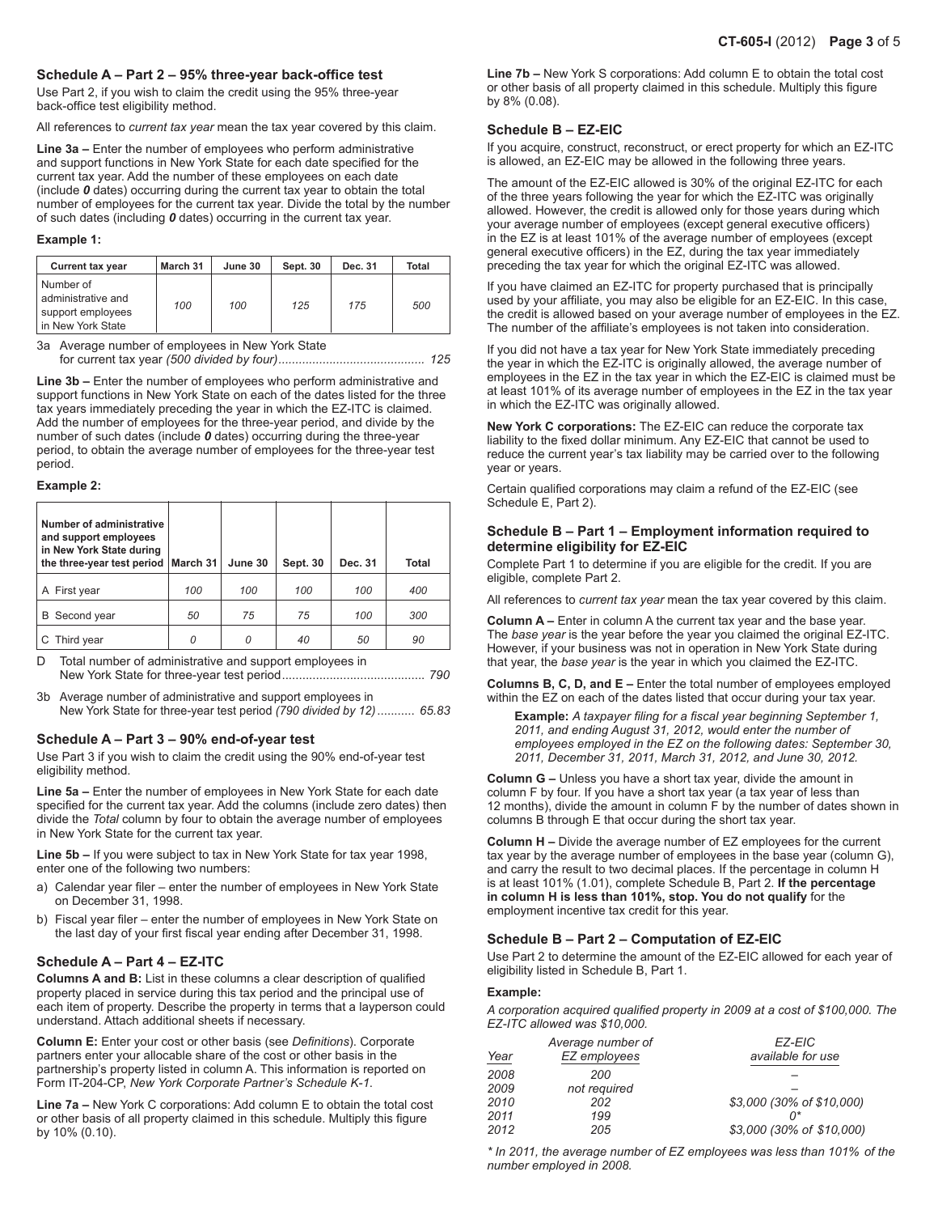### Schedule A – Part 2 – 95% three-year back-office test

Use Part 2, if you wish to claim the credit using the 95% three-year back-office test eligibility method.

All references to *current tax year* mean the tax year covered by this claim.

**Line 3a –** Enter the number of employees who perform administrative and support functions in New York State for each date specified for the current tax year. Add the number of these employees on each date (include ***0*** dates) occurring during the current tax year to obtain the total number of employees for the current tax year. Divide the total by the number of such dates (including ***0*** dates) occurring in the current tax year.

**Example 1:**

| Current tax year | March 31 | June 30 | Sept. 30 | Dec. 31 | Total |
|---|---|---|---|---|---|
| Number of administrative and support employees in New York State | *100* | *100* | *125* | *175* | *500* |

3a Average number of employees in New York State for current tax year *(500 divided by four)*.......................................... *125*

**Line 3b –** Enter the number of employees who perform administrative and support functions in New York State on each of the dates listed for the three tax years immediately preceding the year in which the EZ-ITC is claimed. Add the number of employees for the three-year period, and divide by the number of such dates (include ***0*** dates) occurring during the three-year period, to obtain the average number of employees for the three-year test period.

**Example 2:**

| Number of administrative and support employees in New York State during the three-year test period | March 31 | June 30 | Sept. 30 | Dec. 31 | Total |
|---|---|---|---|---|---|
| A First year | *100* | *100* | *100* | *100* | *400* |
| B Second year | *50* | *75* | *75* | *100* | *300* |
| C Third year | *0* | *0* | *40* | *50* | *90* |

D Total number of administrative and support employees in New York State for three-year test period.......................................... *790*

3b Average number of administrative and support employees in New York State for three-year test period *(790 divided by 12)*........... *65.83*

### Schedule A – Part 3 – 90% end-of-year test

Use Part 3 if you wish to claim the credit using the 90% end-of-year test eligibility method.

**Line 5a –** Enter the number of employees in New York State for each date specified for the current tax year. Add the columns (include zero dates) then divide the *Total* column by four to obtain the average number of employees in New York State for the current tax year.

**Line 5b –** If you were subject to tax in New York State for tax year 1998, enter one of the following two numbers:

a) Calendar year filer – enter the number of employees in New York State on December 31, 1998.

b) Fiscal year filer – enter the number of employees in New York State on the last day of your first fiscal year ending after December 31, 1998.

### Schedule A – Part 4 – EZ-ITC

**Columns A and B:** List in these columns a clear description of qualified property placed in service during this tax period and the principal use of each item of property. Describe the property in terms that a layperson could understand. Attach additional sheets if necessary.

**Column E:** Enter your cost or other basis (see *Definitions*). Corporate partners enter your allocable share of the cost or other basis in the partnership's property listed in column A. This information is reported on Form IT-204-CP, *New York Corporate Partner's Schedule K-1*.

**Line 7a –** New York C corporations: Add column E to obtain the total cost or other basis of all property claimed in this schedule. Multiply this figure by 10% (0.10).

**Line 7b –** New York S corporations: Add column E to obtain the total cost or other basis of all property claimed in this schedule. Multiply this figure by 8% (0.08).

### Schedule B – EZ-EIC

If you acquire, construct, reconstruct, or erect property for which an EZ-ITC is allowed, an EZ-EIC may be allowed in the following three years.

The amount of the EZ-EIC allowed is 30% of the original EZ-ITC for each of the three years following the year for which the EZ-ITC was originally allowed. However, the credit is allowed only for those years during which your average number of employees (except general executive officers) in the EZ is at least 101% of the average number of employees (except general executive officers) in the EZ, during the tax year immediately preceding the tax year for which the original EZ-ITC was allowed.

If you have claimed an EZ-ITC for property purchased that is principally used by your affiliate, you may also be eligible for an EZ-EIC. In this case, the credit is allowed based on your average number of employees in the EZ. The number of the affiliate's employees is not taken into consideration.

If you did not have a tax year for New York State immediately preceding the year in which the EZ-ITC is originally allowed, the average number of employees in the EZ in the tax year in which the EZ-EIC is claimed must be at least 101% of its average number of employees in the EZ in the tax year in which the EZ-ITC was originally allowed.

**New York C corporations:** The EZ-EIC can reduce the corporate tax liability to the fixed dollar minimum. Any EZ-EIC that cannot be used to reduce the current year's tax liability may be carried over to the following year or years.

Certain qualified corporations may claim a refund of the EZ-EIC (see Schedule E, Part 2).

### Schedule B – Part 1 – Employment information required to determine eligibility for EZ-EIC

Complete Part 1 to determine if you are eligible for the credit. If you are eligible, complete Part 2.

All references to *current tax year* mean the tax year covered by this claim.

**Column A –** Enter in column A the current tax year and the base year. The *base year* is the year before the year you claimed the original EZ-ITC. However, if your business was not in operation in New York State during that year, the *base year* is the year in which you claimed the EZ-ITC.

**Columns B, C, D, and E –** Enter the total number of employees employed within the EZ on each of the dates listed that occur during your tax year.

> **Example:** *A taxpayer filing for a fiscal year beginning September 1, 2011, and ending August 31, 2012, would enter the number of employees employed in the EZ on the following dates: September 30, 2011, December 31, 2011, March 31, 2012, and June 30, 2012.*

**Column G –** Unless you have a short tax year, divide the amount in column F by four. If you have a short tax year (a tax year of less than 12 months), divide the amount in column F by the number of dates shown in columns B through E that occur during the short tax year.

**Column H –** Divide the average number of EZ employees for the current tax year by the average number of employees in the base year (column G), and carry the result to two decimal places. If the percentage in column H is at least 101% (1.01), complete Schedule B, Part 2. **If the percentage in column H is less than 101%, stop. You do not qualify** for the employment incentive tax credit for this year.

### Schedule B – Part 2 – Computation of EZ-EIC

Use Part 2 to determine the amount of the EZ-EIC allowed for each year of eligibility listed in Schedule B, Part 1.

**Example:**

*A corporation acquired qualified property in 2009 at a cost of $100,000. The EZ-ITC allowed was $10,000.*

| *Year* | *Average number of EZ employees* | *EZ-EIC available for use* |
|---|---|---|
| *2008* | *200* | – |
| *2009* | *not required* | – |
| *2010* | *202* | *$3,000 (30% of $10,000)* |
| *2011* | *199* | *0\** |
| *2012* | *205* | *$3,000 (30% of $10,000)* |

*\* In 2011, the average number of EZ employees was less than 101% of the number employed in 2008.*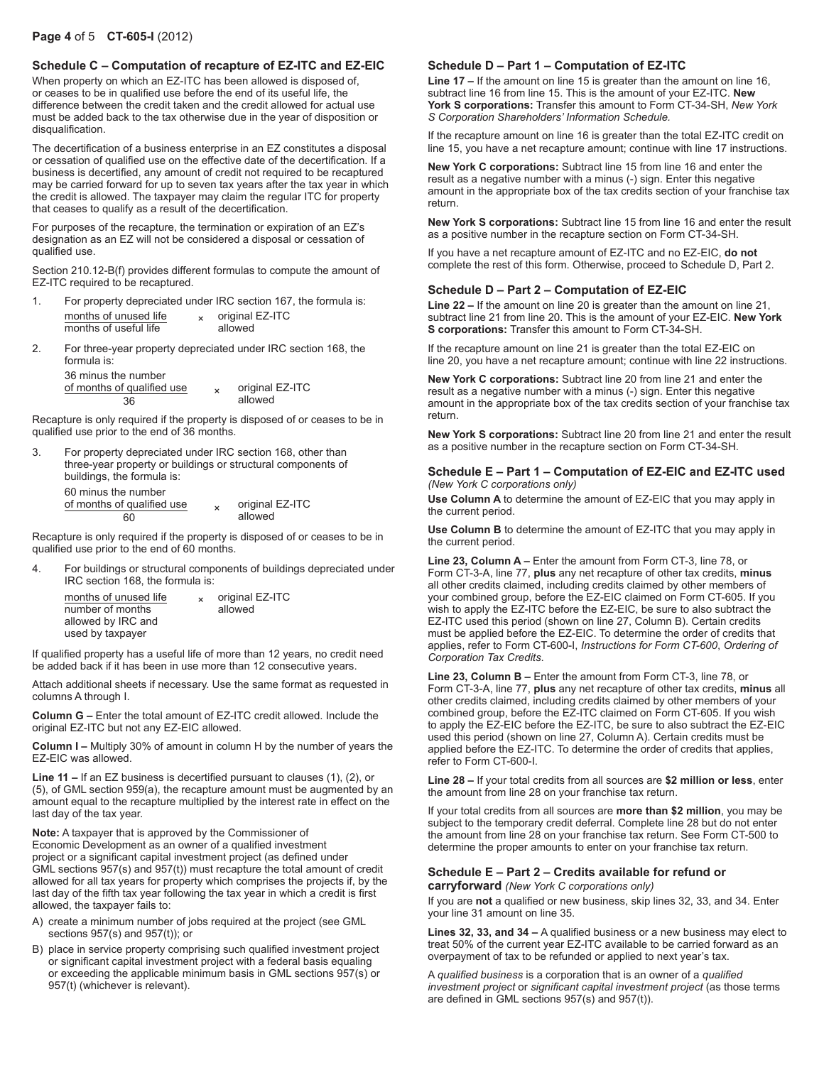## Schedule C – Computation of recapture of EZ-ITC and EZ-EIC

When property on which an EZ-ITC has been allowed is disposed of, or ceases to be in qualified use before the end of its useful life, the difference between the credit taken and the credit allowed for actual use must be added back to the tax otherwise due in the year of disposition or disqualification.

The decertification of a business enterprise in an EZ constitutes a disposal or cessation of qualified use on the effective date of the decertification. If a business is decertified, any amount of credit not required to be recaptured may be carried forward for up to seven tax years after the tax year in which the credit is allowed. The taxpayer may claim the regular ITC for property that ceases to qualify as a result of the decertification.

For purposes of the recapture, the termination or expiration of an EZ's designation as an EZ will not be considered a disposal or cessation of qualified use.

Section 210.12-B(f) provides different formulas to compute the amount of EZ-ITC required to be recaptured.

1. For property depreciated under IRC section 167, the formula is:

$$\frac{\text{months of unused life}}{\text{months of useful life}} \times \text{original EZ-ITC allowed}$$

2. For three-year property depreciated under IRC section 168, the formula is:

$$\frac{\text{36 minus the number of months of qualified use}}{36} \times \text{original EZ-ITC allowed}$$

Recapture is only required if the property is disposed of or ceases to be in qualified use prior to the end of 36 months.

3. For property depreciated under IRC section 168, other than three-year property or buildings or structural components of buildings, the formula is:

$$\frac{\text{60 minus the number of months of qualified use}}{60} \times \text{original EZ-ITC allowed}$$

Recapture is only required if the property is disposed of or ceases to be in qualified use prior to the end of 60 months.

4. For buildings or structural components of buildings depreciated under IRC section 168, the formula is:

$$\frac{\text{months of unused life}}{\text{number of months allowed by IRC and used by taxpayer}} \times \text{original EZ-ITC allowed}$$

If qualified property has a useful life of more than 12 years, no credit need be added back if it has been in use more than 12 consecutive years.

Attach additional sheets if necessary. Use the same format as requested in columns A through I.

**Column G –** Enter the total amount of EZ-ITC credit allowed. Include the original EZ-ITC but not any EZ-EIC allowed.

**Column I –** Multiply 30% of amount in column H by the number of years the EZ-EIC was allowed.

**Line 11 –** If an EZ business is decertified pursuant to clauses (1), (2), or (5), of GML section 959(a), the recapture amount must be augmented by an amount equal to the recapture multiplied by the interest rate in effect on the last day of the tax year.

**Note:** A taxpayer that is approved by the Commissioner of Economic Development as an owner of a qualified investment project or a significant capital investment project (as defined under GML sections 957(s) and 957(t)) must recapture the total amount of credit allowed for all tax years for property which comprises the projects if, by the last day of the fifth tax year following the tax year in which a credit is first allowed, the taxpayer fails to:

A) create a minimum number of jobs required at the project (see GML sections 957(s) and 957(t)); or
B) place in service property comprising such qualified investment project or significant capital investment project with a federal basis equaling or exceeding the applicable minimum basis in GML sections 957(s) or 957(t) (whichever is relevant).

## Schedule D – Part 1 – Computation of EZ-ITC

**Line 17 –** If the amount on line 15 is greater than the amount on line 16, subtract line 16 from line 15. This is the amount of your EZ-ITC. **New York S corporations:** Transfer this amount to Form CT-34-SH, *New York S Corporation Shareholders' Information Schedule.*

If the recapture amount on line 16 is greater than the total EZ-ITC credit on line 15, you have a net recapture amount; continue with line 17 instructions.

**New York C corporations:** Subtract line 15 from line 16 and enter the result as a negative number with a minus (-) sign. Enter this negative amount in the appropriate box of the tax credits section of your franchise tax return.

**New York S corporations:** Subtract line 15 from line 16 and enter the result as a positive number in the recapture section on Form CT-34-SH.

If you have a net recapture amount of EZ-ITC and no EZ-EIC, **do not** complete the rest of this form. Otherwise, proceed to Schedule D, Part 2.

## Schedule D – Part 2 – Computation of EZ-EIC

**Line 22 –** If the amount on line 20 is greater than the amount on line 21, subtract line 21 from line 20. This is the amount of your EZ-EIC. **New York S corporations:** Transfer this amount to Form CT-34-SH.

If the recapture amount on line 21 is greater than the total EZ-EIC on line 20, you have a net recapture amount; continue with line 22 instructions.

**New York C corporations:** Subtract line 20 from line 21 and enter the result as a negative number with a minus (-) sign. Enter this negative amount in the appropriate box of the tax credits section of your franchise tax return.

**New York S corporations:** Subtract line 20 from line 21 and enter the result as a positive number in the recapture section on Form CT-34-SH.

## Schedule E – Part 1 – Computation of EZ-EIC and EZ-ITC used *(New York C corporations only)*

**Use Column A** to determine the amount of EZ-EIC that you may apply in the current period.

**Use Column B** to determine the amount of EZ-ITC that you may apply in the current period.

**Line 23, Column A –** Enter the amount from Form CT-3, line 78, or Form CT-3-A, line 77, **plus** any net recapture of other tax credits, **minus** all other credits claimed, including credits claimed by other members of your combined group, before the EZ-EIC claimed on Form CT-605. If you wish to apply the EZ-ITC before the EZ-EIC, be sure to also subtract the EZ-ITC used this period (shown on line 27, Column B). Certain credits must be applied before the EZ-EIC. To determine the order of credits that applies, refer to Form CT-600-I, *Instructions for Form CT-600*, *Ordering of Corporation Tax Credits*.

**Line 23, Column B –** Enter the amount from Form CT-3, line 78, or Form CT-3-A, line 77, **plus** any net recapture of other tax credits, **minus** all other credits claimed, including credits claimed by other members of your combined group, before the EZ-ITC claimed on Form CT-605. If you wish to apply the EZ-EIC before the EZ-ITC, be sure to also subtract the EZ-EIC used this period (shown on line 27, Column A). Certain credits must be applied before the EZ-ITC. To determine the order of credits that applies, refer to Form CT-600-I.

**Line 28 –** If your total credits from all sources are **$2 million or less**, enter the amount from line 28 on your franchise tax return.

If your total credits from all sources are **more than $2 million**, you may be subject to the temporary credit deferral. Complete line 28 but do not enter the amount from line 28 on your franchise tax return. See Form CT-500 to determine the proper amounts to enter on your franchise tax return.

## Schedule E – Part 2 – Credits available for refund or carryforward *(New York C corporations only)*

If you are **not** a qualified or new business, skip lines 32, 33, and 34. Enter your line 31 amount on line 35.

**Lines 32, 33, and 34 –** A qualified business or a new business may elect to treat 50% of the current year EZ-ITC available to be carried forward as an overpayment of tax to be refunded or applied to next year's tax.

A *qualified business* is a corporation that is an owner of a *qualified investment project* or *significant capital investment project* (as those terms are defined in GML sections 957(s) and 957(t)).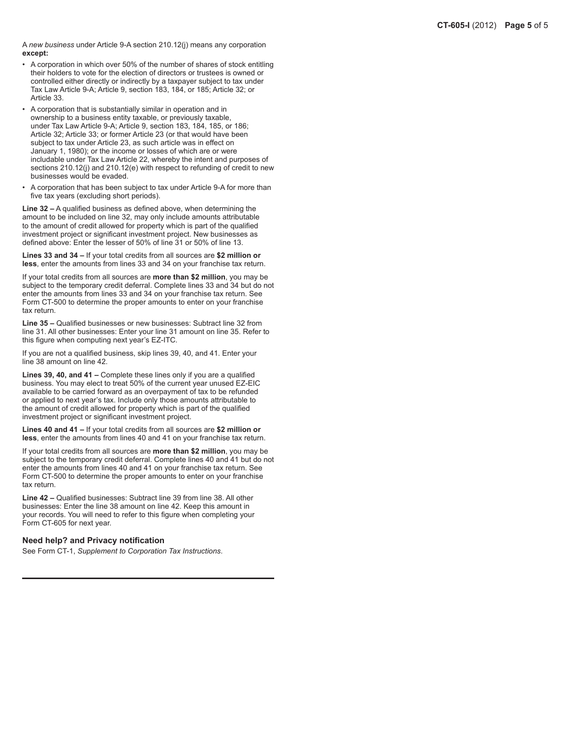A *new business* under Article 9-A section 210.12(j) means any corporation **except:**

- A corporation in which over 50% of the number of shares of stock entitling their holders to vote for the election of directors or trustees is owned or controlled either directly or indirectly by a taxpayer subject to tax under Tax Law Article 9-A; Article 9, section 183, 184, or 185; Article 32; or Article 33.
- A corporation that is substantially similar in operation and in ownership to a business entity taxable, or previously taxable, under Tax Law Article 9-A; Article 9, section 183, 184, 185, or 186; Article 32; Article 33; or former Article 23 (or that would have been subject to tax under Article 23, as such article was in effect on January 1, 1980); or the income or losses of which are or were includable under Tax Law Article 22, whereby the intent and purposes of sections 210.12(j) and 210.12(e) with respect to refunding of credit to new businesses would be evaded.
- A corporation that has been subject to tax under Article 9-A for more than five tax years (excluding short periods).

**Line 32 –** A qualified business as defined above, when determining the amount to be included on line 32, may only include amounts attributable to the amount of credit allowed for property which is part of the qualified investment project or significant investment project. New businesses as defined above: Enter the lesser of 50% of line 31 or 50% of line 13.

**Lines 33 and 34 –** If your total credits from all sources are **$2 million or less**, enter the amounts from lines 33 and 34 on your franchise tax return.

If your total credits from all sources are **more than $2 million**, you may be subject to the temporary credit deferral. Complete lines 33 and 34 but do not enter the amounts from lines 33 and 34 on your franchise tax return. See Form CT-500 to determine the proper amounts to enter on your franchise tax return.

**Line 35 –** Qualified businesses or new businesses: Subtract line 32 from line 31. All other businesses: Enter your line 31 amount on line 35. Refer to this figure when computing next year's EZ-ITC.

If you are not a qualified business, skip lines 39, 40, and 41. Enter your line 38 amount on line 42.

**Lines 39, 40, and 41 –** Complete these lines only if you are a qualified business. You may elect to treat 50% of the current year unused EZ-EIC available to be carried forward as an overpayment of tax to be refunded or applied to next year's tax. Include only those amounts attributable to the amount of credit allowed for property which is part of the qualified investment project or significant investment project.

**Lines 40 and 41 –** If your total credits from all sources are **$2 million or less**, enter the amounts from lines 40 and 41 on your franchise tax return.

If your total credits from all sources are **more than $2 million**, you may be subject to the temporary credit deferral. Complete lines 40 and 41 but do not enter the amounts from lines 40 and 41 on your franchise tax return. See Form CT-500 to determine the proper amounts to enter on your franchise tax return.

**Line 42 –** Qualified businesses: Subtract line 39 from line 38. All other businesses: Enter the line 38 amount on line 42. Keep this amount in your records. You will need to refer to this figure when completing your Form CT-605 for next year.

### Need help? and Privacy notification

See Form CT-1, *Supplement to Corporation Tax Instructions*.